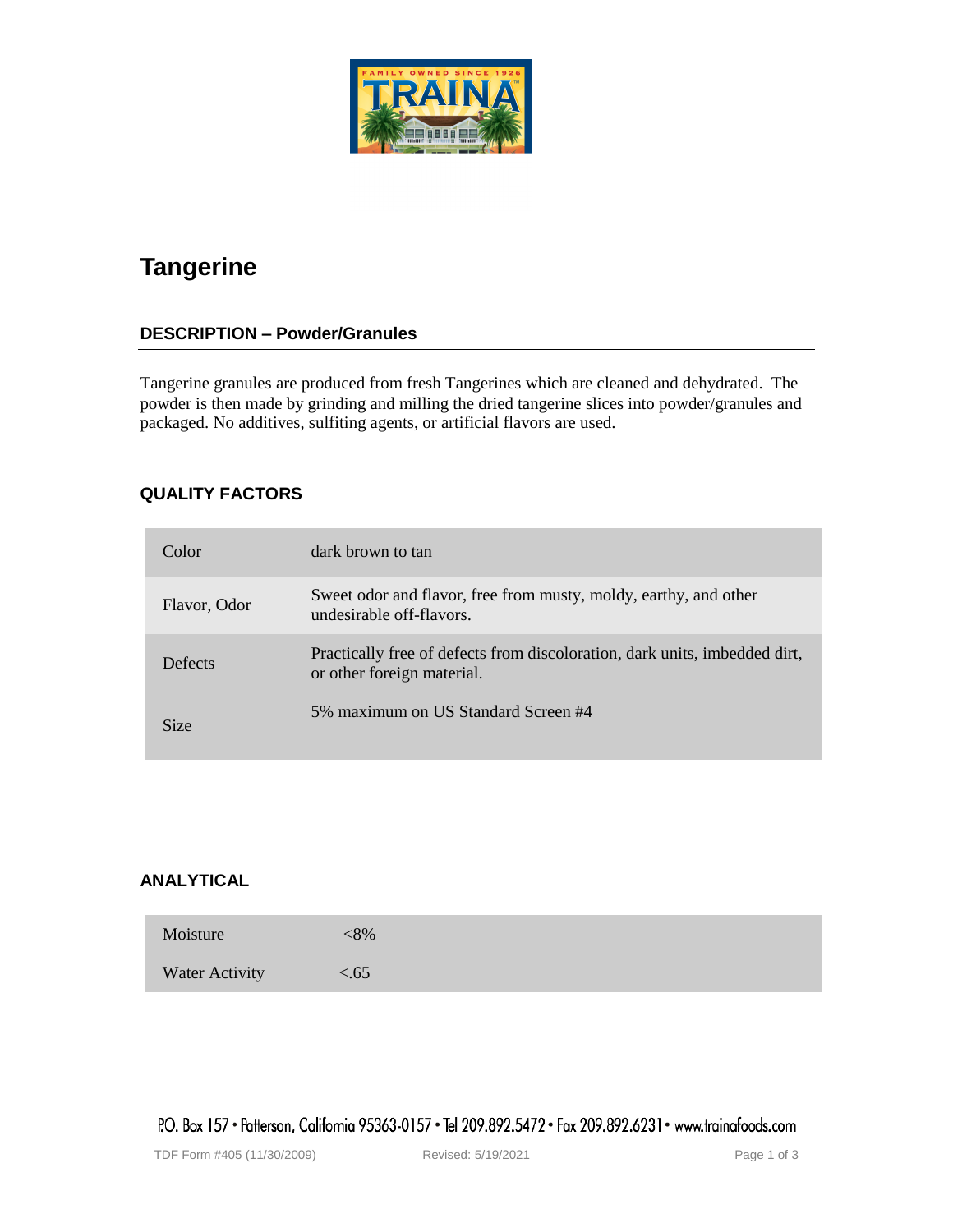# Tangerine

## DESCRIPTION – Powder/Granules

Tangerine granules are produced from fresh Tangerines which are cleaned and dehydrated. The powder is then made by grinding and milling the dried tangerine slices into powder/granules and packaged. No additives, sulfiting agents, or artificial flavors are used.

## QUALITY FACTORS

| | |
|---|---|
| Color | dark brown to tan |
| Flavor, Odor | Sweet odor and flavor, free from musty, moldy, earthy, and other undesirable off-flavors. |
| Defects | Practically free of defects from discoloration, dark units, imbedded dirt, or other foreign material. |
| Size | 5% maximum on US Standard Screen #4 |

## ANALYTICAL

| | |
|---|---|
| Moisture | <8% |
| Water Activity | <.65 |

P.O. Box 157 • Patterson, California 95363-0157 • Tel 209.892.5472 • Fax 209.892.6231 • www.trainafoods.com

TDF Form #405 (11/30/2009) Revised: 5/19/2021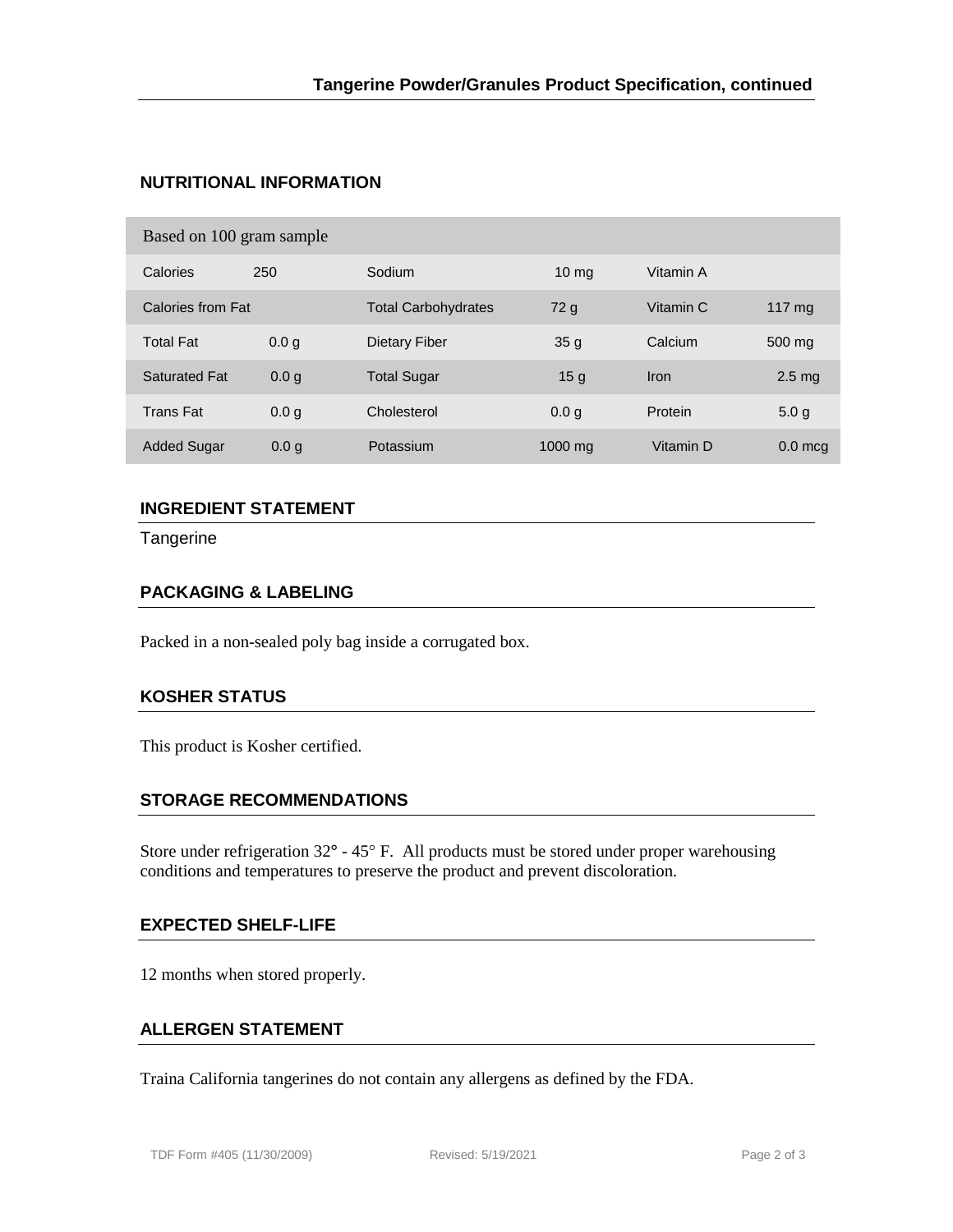## NUTRITIONAL INFORMATION

| Based on 100 gram sample | | | | | |
|---|---|---|---|---|---|
| Calories | 250 | Sodium | 10 mg | Vitamin A | |
| Calories from Fat | | Total Carbohydrates | 72 g | Vitamin C | 117 mg |
| Total Fat | 0.0 g | Dietary Fiber | 35 g | Calcium | 500 mg |
| Saturated Fat | 0.0 g | Total Sugar | 15 g | Iron | 2.5 mg |
| Trans Fat | 0.0 g | Cholesterol | 0.0 g | Protein | 5.0 g |
| Added Sugar | 0.0 g | Potassium | 1000 mg | Vitamin D | 0.0 mcg |

## INGREDIENT STATEMENT

Tangerine

## PACKAGING & LABELING

Packed in a non-sealed poly bag inside a corrugated box.

## KOSHER STATUS

This product is Kosher certified.

## STORAGE RECOMMENDATIONS

Store under refrigeration 32° - 45° F. All products must be stored under proper warehousing conditions and temperatures to preserve the product and prevent discoloration.

## EXPECTED SHELF-LIFE

12 months when stored properly.

## ALLERGEN STATEMENT

Traina California tangerines do not contain any allergens as defined by the FDA.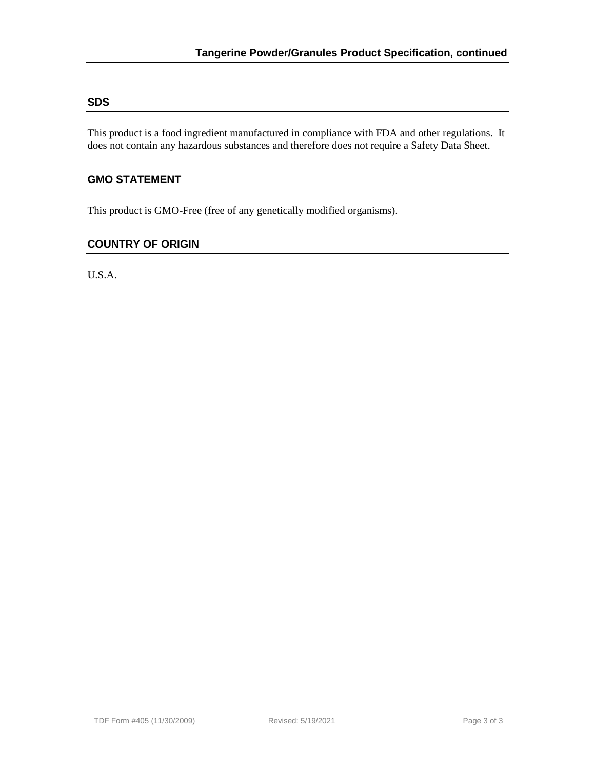## SDS

This product is a food ingredient manufactured in compliance with FDA and other regulations. It does not contain any hazardous substances and therefore does not require a Safety Data Sheet.

## GMO STATEMENT

This product is GMO-Free (free of any genetically modified organisms).

## COUNTRY OF ORIGIN

U.S.A.